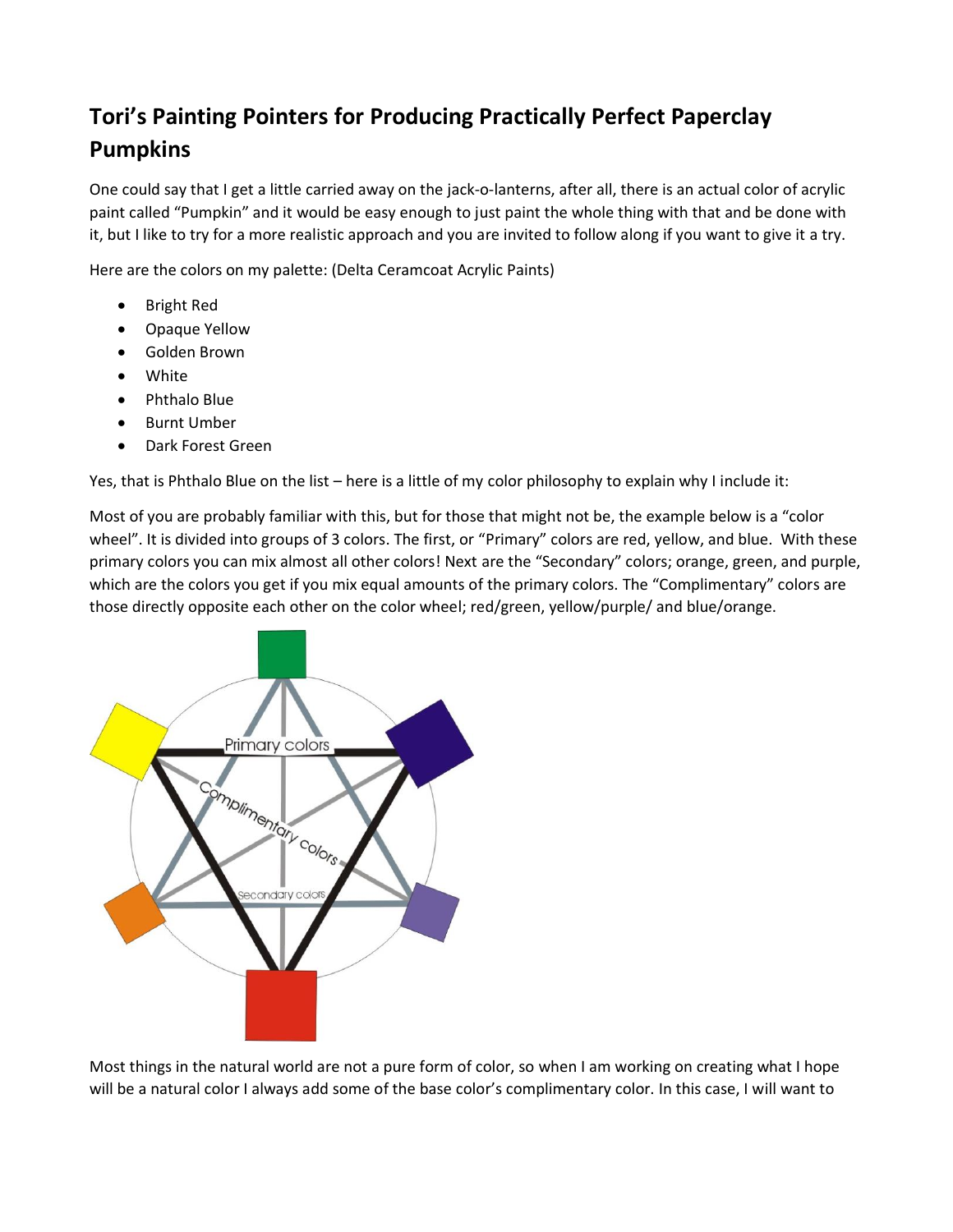# Tori's Painting Pointers for Producing Practically Perfect Paperclay Pumpkins

One could say that I get a little carried away on the jack-o-lanterns, after all, there is an actual color of acrylic paint called "Pumpkin" and it would be easy enough to just paint the whole thing with that and be done with it, but I like to try for a more realistic approach and you are invited to follow along if you want to give it a try.

Here are the colors on my palette: (Delta Ceramcoat Acrylic Paints)

- Bright Red
- Opaque Yellow
- Golden Brown
- White
- Phthalo Blue
- Burnt Umber
- Dark Forest Green

Yes, that is Phthalo Blue on the list – here is a little of my color philosophy to explain why I include it:

Most of you are probably familiar with this, but for those that might not be, the example below is a "color wheel". It is divided into groups of 3 colors. The first, or "Primary" colors are red, yellow, and blue. With these primary colors you can mix almost all other colors! Next are the "Secondary" colors; orange, green, and purple, which are the colors you get if you mix equal amounts of the primary colors. The "Complimentary" colors are those directly opposite each other on the color wheel; red/green, yellow/purple/ and blue/orange.

Most things in the natural world are not a pure form of color, so when I am working on creating what I hope will be a natural color I always add some of the base color's complimentary color. In this case, I will want to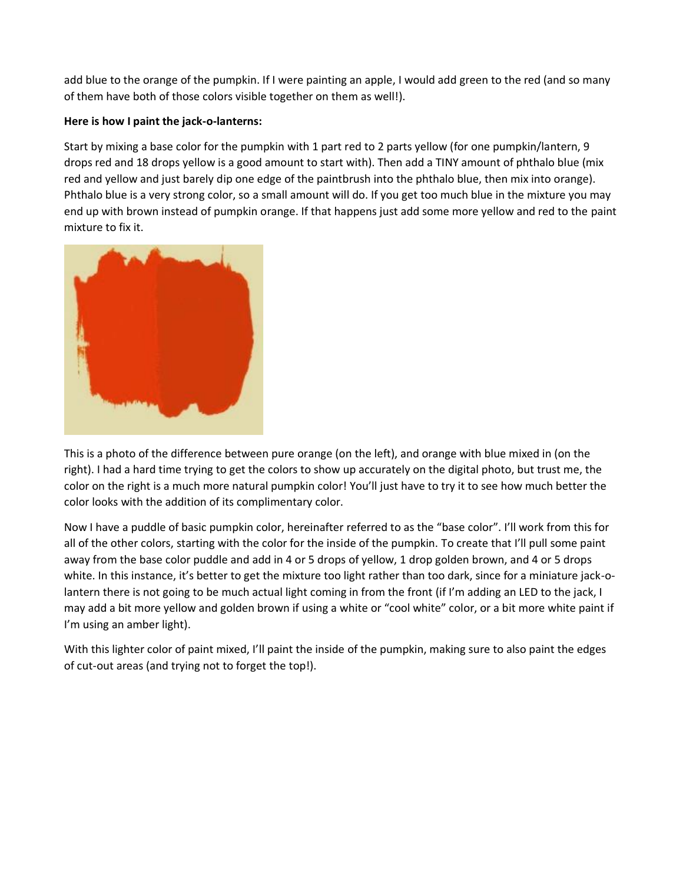add blue to the orange of the pumpkin. If I were painting an apple, I would add green to the red (and so many of them have both of those colors visible together on them as well!).

**Here is how I paint the jack-o-lanterns:**

Start by mixing a base color for the pumpkin with 1 part red to 2 parts yellow (for one pumpkin/lantern, 9 drops red and 18 drops yellow is a good amount to start with). Then add a TINY amount of phthalo blue (mix red and yellow and just barely dip one edge of the paintbrush into the phthalo blue, then mix into orange). Phthalo blue is a very strong color, so a small amount will do. If you get too much blue in the mixture you may end up with brown instead of pumpkin orange. If that happens just add some more yellow and red to the paint mixture to fix it.

This is a photo of the difference between pure orange (on the left), and orange with blue mixed in (on the right). I had a hard time trying to get the colors to show up accurately on the digital photo, but trust me, the color on the right is a much more natural pumpkin color! You'll just have to try it to see how much better the color looks with the addition of its complimentary color.

Now I have a puddle of basic pumpkin color, hereinafter referred to as the "base color". I'll work from this for all of the other colors, starting with the color for the inside of the pumpkin. To create that I'll pull some paint away from the base color puddle and add in 4 or 5 drops of yellow, 1 drop golden brown, and 4 or 5 drops white. In this instance, it's better to get the mixture too light rather than too dark, since for a miniature jack-o-lantern there is not going to be much actual light coming in from the front (if I'm adding an LED to the jack, I may add a bit more yellow and golden brown if using a white or "cool white" color, or a bit more white paint if I'm using an amber light).

With this lighter color of paint mixed, I'll paint the inside of the pumpkin, making sure to also paint the edges of cut-out areas (and trying not to forget the top!).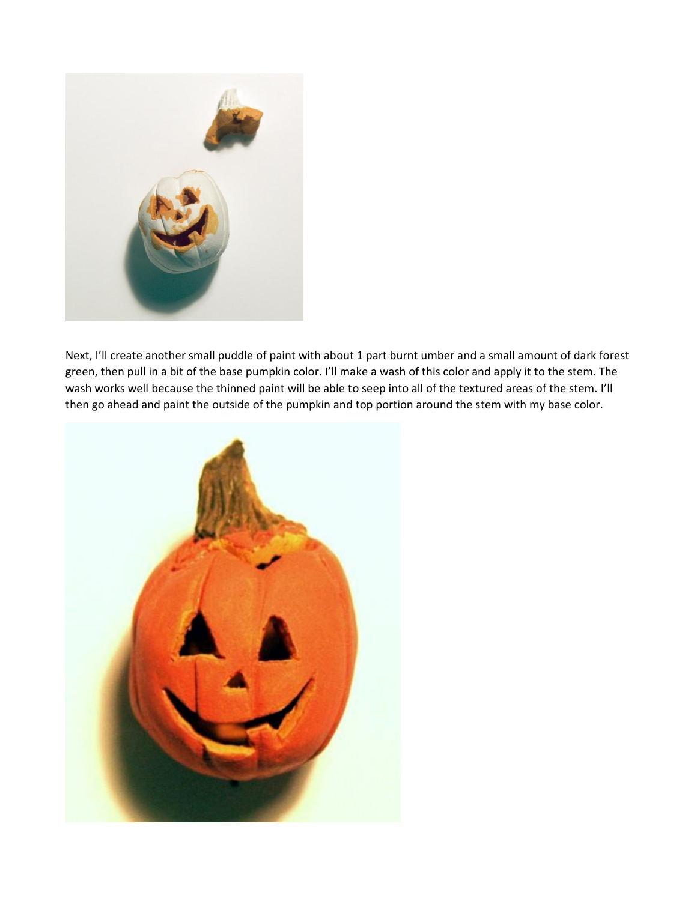Next, I'll create another small puddle of paint with about 1 part burnt umber and a small amount of dark forest green, then pull in a bit of the base pumpkin color. I'll make a wash of this color and apply it to the stem. The wash works well because the thinned paint will be able to seep into all of the textured areas of the stem. I'll then go ahead and paint the outside of the pumpkin and top portion around the stem with my base color.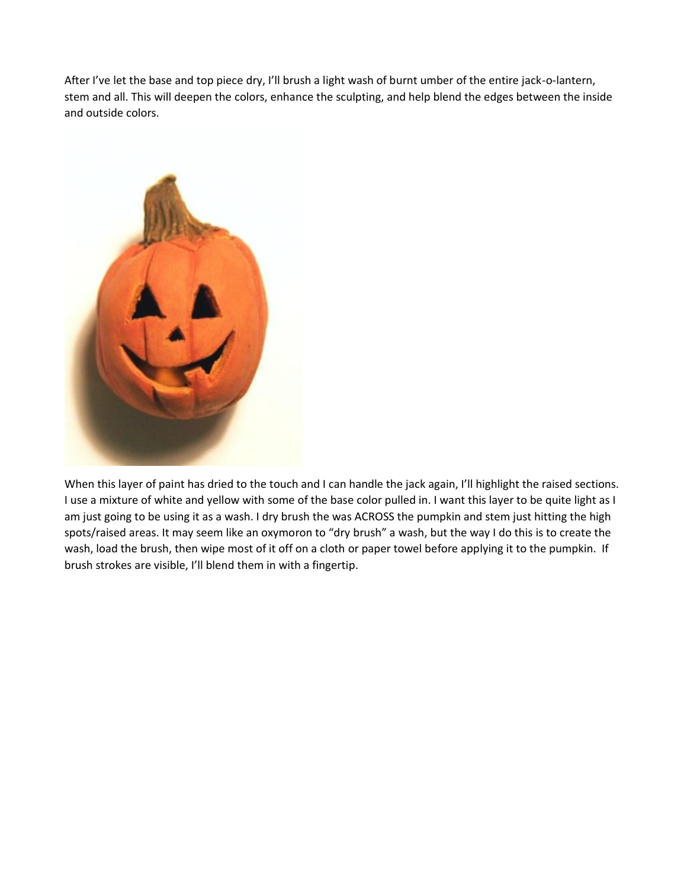After I've let the base and top piece dry, I'll brush a light wash of burnt umber of the entire jack-o-lantern, stem and all. This will deepen the colors, enhance the sculpting, and help blend the edges between the inside and outside colors.

When this layer of paint has dried to the touch and I can handle the jack again, I'll highlight the raised sections. I use a mixture of white and yellow with some of the base color pulled in. I want this layer to be quite light as I am just going to be using it as a wash. I dry brush the was ACROSS the pumpkin and stem just hitting the high spots/raised areas. It may seem like an oxymoron to "dry brush" a wash, but the way I do this is to create the wash, load the brush, then wipe most of it off on a cloth or paper towel before applying it to the pumpkin. If brush strokes are visible, I'll blend them in with a fingertip.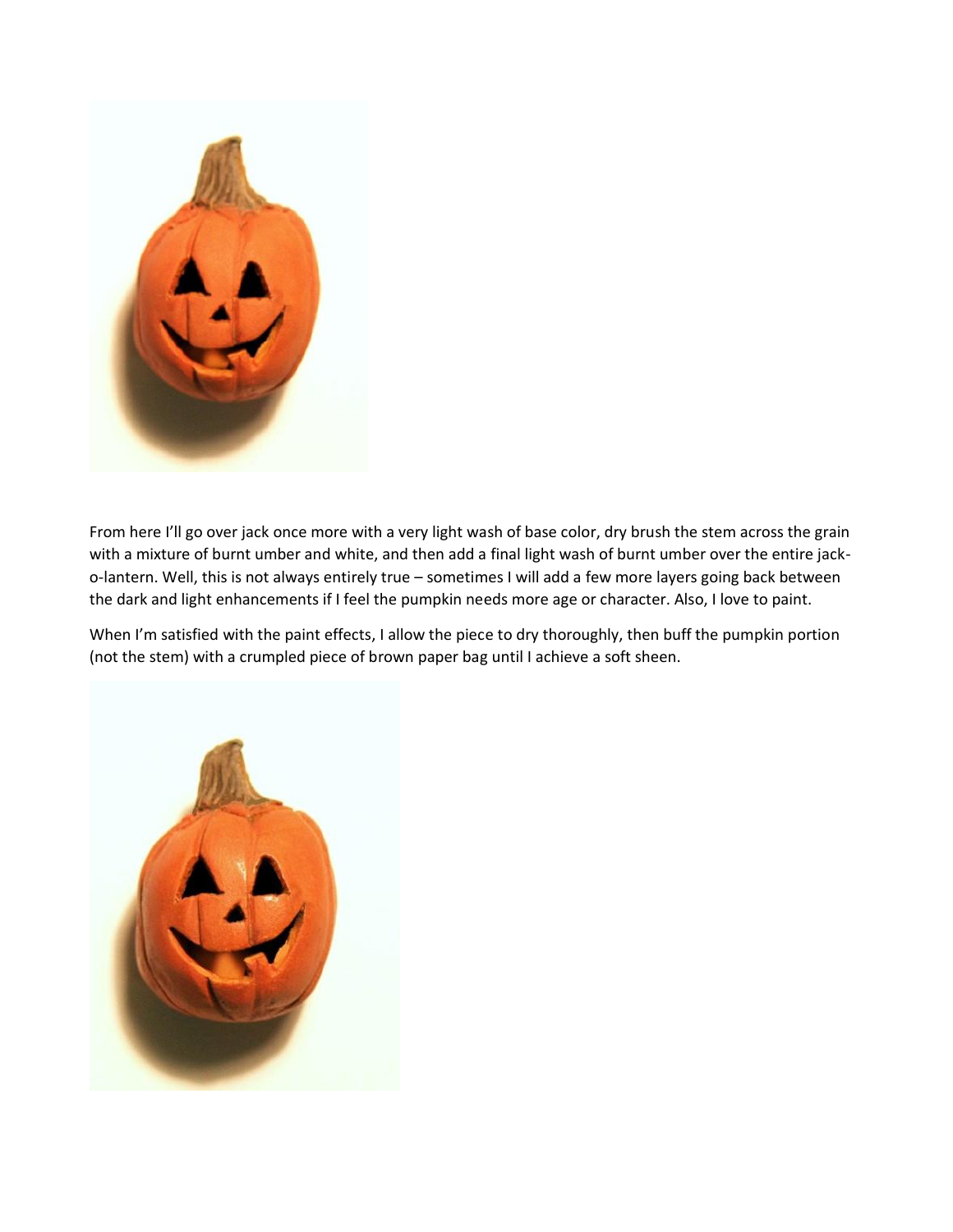From here I'll go over jack once more with a very light wash of base color, dry brush the stem across the grain with a mixture of burnt umber and white, and then add a final light wash of burnt umber over the entire jack-o-lantern. Well, this is not always entirely true – sometimes I will add a few more layers going back between the dark and light enhancements if I feel the pumpkin needs more age or character. Also, I love to paint.

When I'm satisfied with the paint effects, I allow the piece to dry thoroughly, then buff the pumpkin portion (not the stem) with a crumpled piece of brown paper bag until I achieve a soft sheen.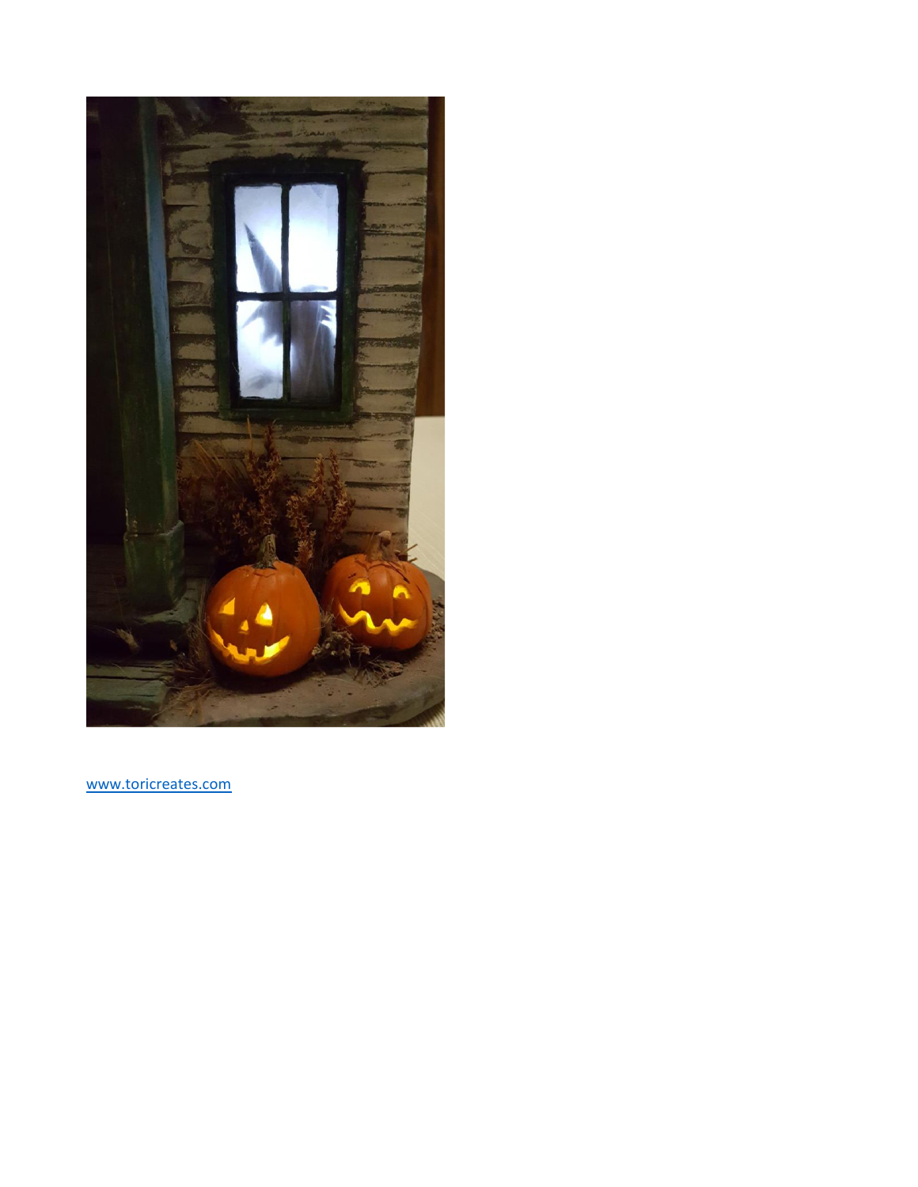www.toricreates.com